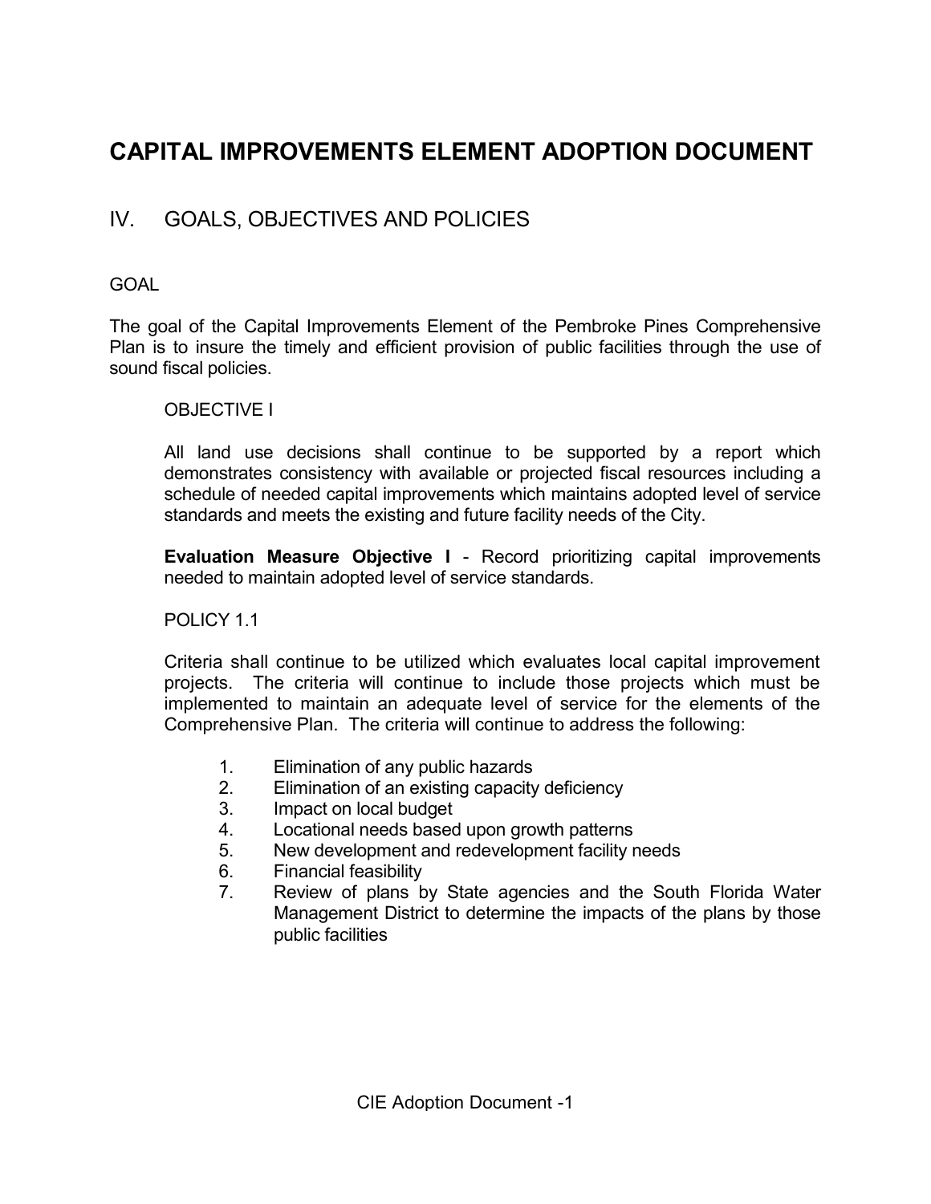# CAPITAL IMPROVEMENTS ELEMENT ADOPTION DOCUMENT

## IV. GOALS, OBJECTIVES AND POLICIES

GOAL

The goal of the Capital Improvements Element of the Pembroke Pines Comprehensive Plan is to insure the timely and efficient provision of public facilities through the use of sound fiscal policies.

OBJECTIVE I

All land use decisions shall continue to be supported by a report which demonstrates consistency with available or projected fiscal resources including a schedule of needed capital improvements which maintains adopted level of service standards and meets the existing and future facility needs of the City.

**Evaluation Measure Objective I** - Record prioritizing capital improvements needed to maintain adopted level of service standards.

POLICY 1.1

Criteria shall continue to be utilized which evaluates local capital improvement projects. The criteria will continue to include those projects which must be implemented to maintain an adequate level of service for the elements of the Comprehensive Plan. The criteria will continue to address the following:

1. Elimination of any public hazards
2. Elimination of an existing capacity deficiency
3. Impact on local budget
4. Locational needs based upon growth patterns
5. New development and redevelopment facility needs
6. Financial feasibility
7. Review of plans by State agencies and the South Florida Water Management District to determine the impacts of the plans by those public facilities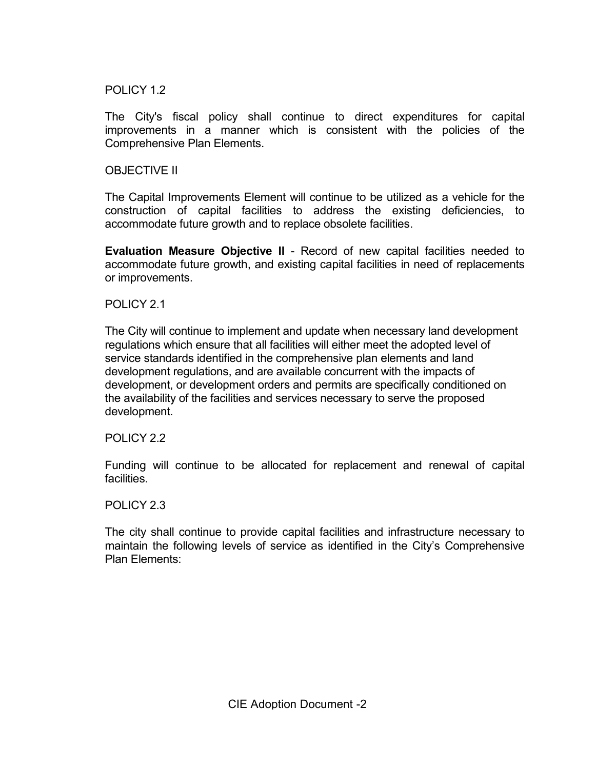POLICY 1.2

The City's fiscal policy shall continue to direct expenditures for capital improvements in a manner which is consistent with the policies of the Comprehensive Plan Elements.

OBJECTIVE II

The Capital Improvements Element will continue to be utilized as a vehicle for the construction of capital facilities to address the existing deficiencies, to accommodate future growth and to replace obsolete facilities.

**Evaluation Measure Objective II** - Record of new capital facilities needed to accommodate future growth, and existing capital facilities in need of replacements or improvements.

POLICY 2.1

The City will continue to implement and update when necessary land development regulations which ensure that all facilities will either meet the adopted level of service standards identified in the comprehensive plan elements and land development regulations, and are available concurrent with the impacts of development, or development orders and permits are specifically conditioned on the availability of the facilities and services necessary to serve the proposed development.

POLICY 2.2

Funding will continue to be allocated for replacement and renewal of capital facilities.

POLICY 2.3

The city shall continue to provide capital facilities and infrastructure necessary to maintain the following levels of service as identified in the City's Comprehensive Plan Elements: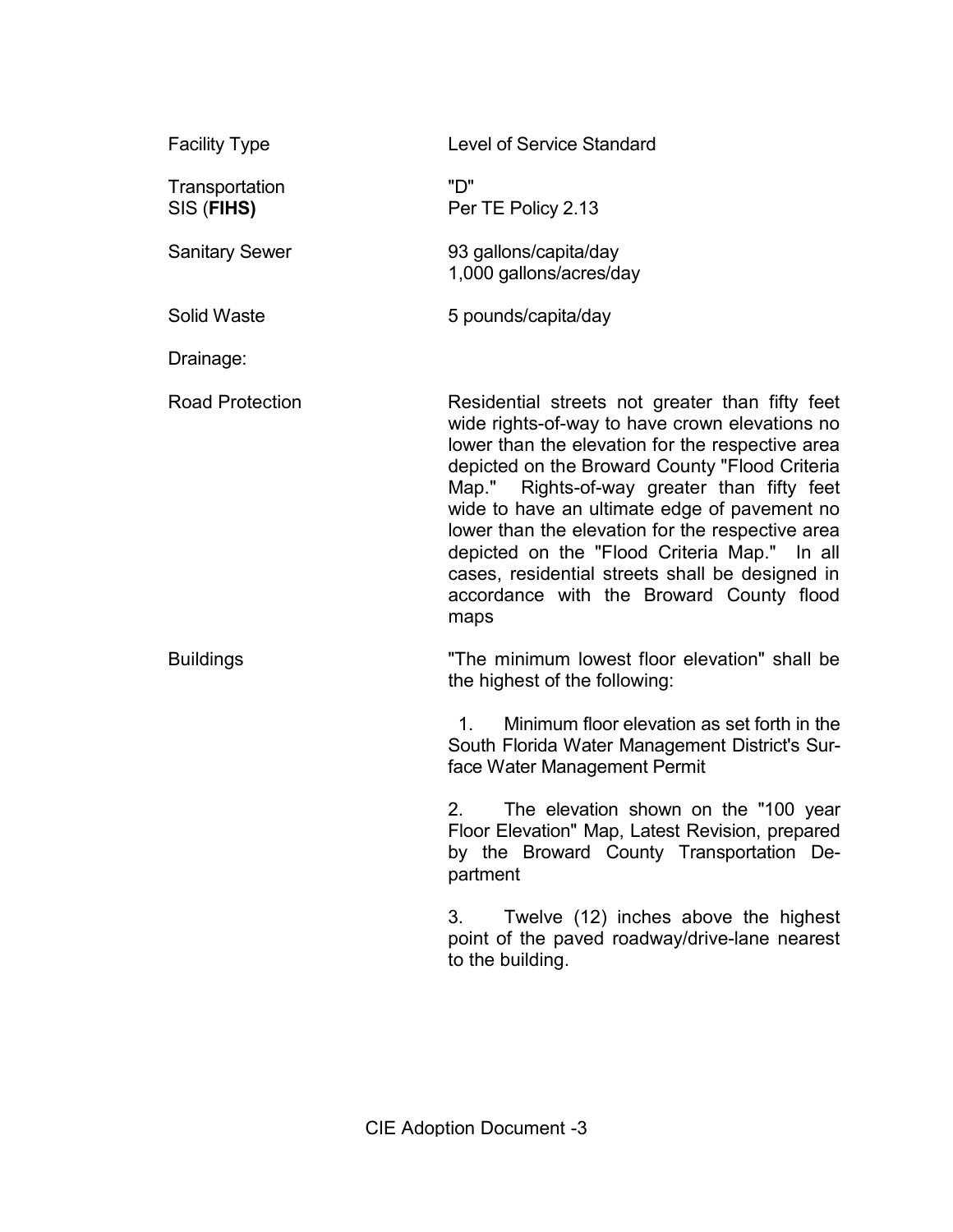| Facility Type | Level of Service Standard |
|---|---|
| Transportation<br>SIS (**FIHS)** | "D"<br>Per TE Policy 2.13 |
| Sanitary Sewer | 93 gallons/capita/day<br>1,000 gallons/acres/day |
| Solid Waste | 5 pounds/capita/day |
| Drainage: | |
| Road Protection | Residential streets not greater than fifty feet wide rights-of-way to have crown elevations no lower than the elevation for the respective area depicted on the Broward County "Flood Criteria Map." Rights-of-way greater than fifty feet wide to have an ultimate edge of pavement no lower than the elevation for the respective area depicted on the "Flood Criteria Map." In all cases, residential streets shall be designed in accordance with the Broward County flood maps |
| Buildings | "The minimum lowest floor elevation" shall be the highest of the following:<br><br>1. Minimum floor elevation as set forth in the South Florida Water Management District's Surface Water Management Permit<br><br>2. The elevation shown on the "100 year Floor Elevation" Map, Latest Revision, prepared by the Broward County Transportation Department<br><br>3. Twelve (12) inches above the highest point of the paved roadway/drive-lane nearest to the building. |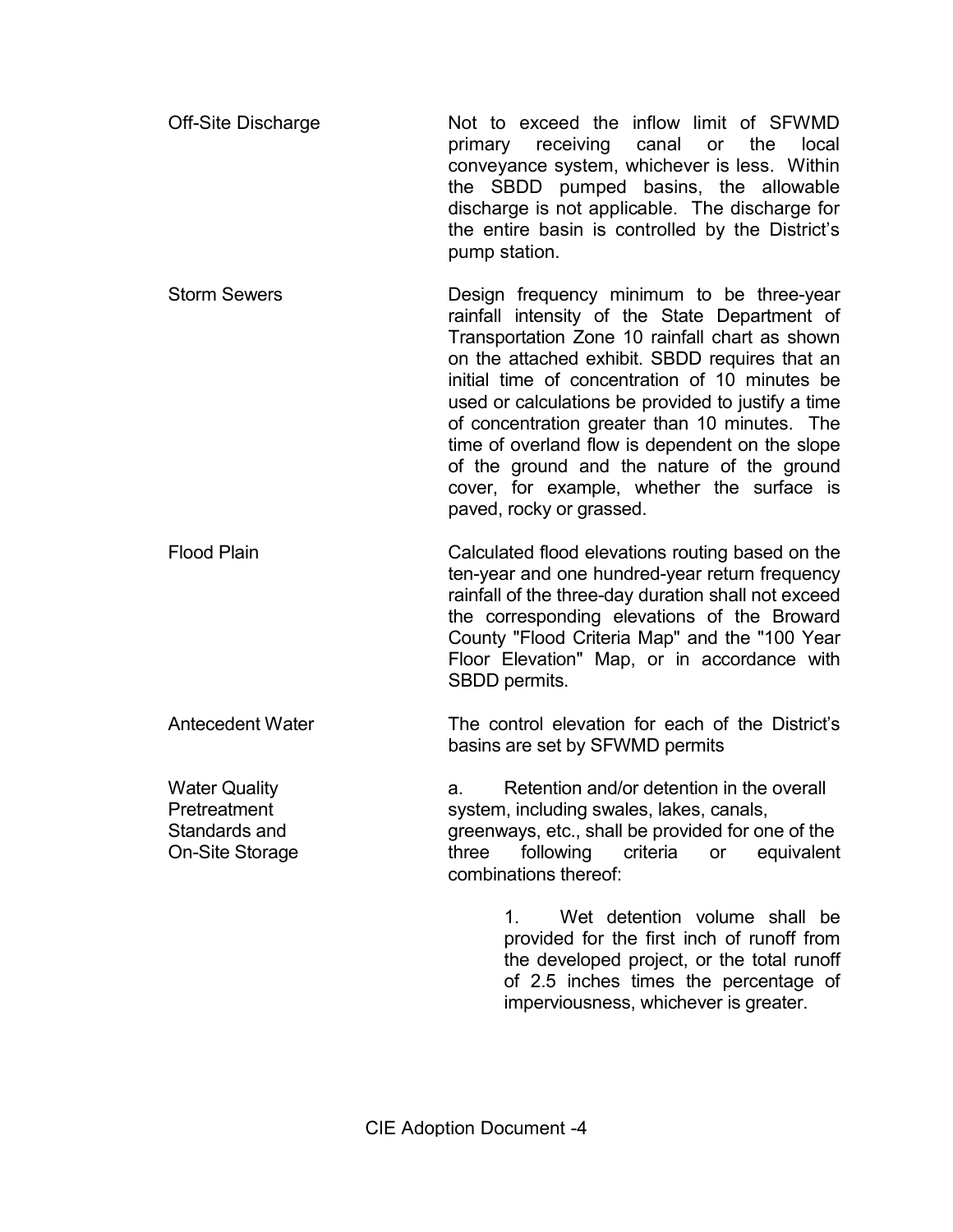**Off-Site Discharge**: Not to exceed the inflow limit of SFWMD primary receiving canal or the local conveyance system, whichever is less. Within the SBDD pumped basins, the allowable discharge is not applicable. The discharge for the entire basin is controlled by the District's pump station.

**Storm Sewers**: Design frequency minimum to be three-year rainfall intensity of the State Department of Transportation Zone 10 rainfall chart as shown on the attached exhibit. SBDD requires that an initial time of concentration of 10 minutes be used or calculations be provided to justify a time of concentration greater than 10 minutes. The time of overland flow is dependent on the slope of the ground and the nature of the ground cover, for example, whether the surface is paved, rocky or grassed.

**Flood Plain**: Calculated flood elevations routing based on the ten-year and one hundred-year return frequency rainfall of the three-day duration shall not exceed the corresponding elevations of the Broward County "Flood Criteria Map" and the "100 Year Floor Elevation" Map, or in accordance with SBDD permits.

**Antecedent Water**: The control elevation for each of the District's basins are set by SFWMD permits

**Water Quality Pretreatment Standards and On-Site Storage**:

a. Retention and/or detention in the overall system, including swales, lakes, canals, greenways, etc., shall be provided for one of the three following criteria or equivalent combinations thereof:

1. Wet detention volume shall be provided for the first inch of runoff from the developed project, or the total runoff of 2.5 inches times the percentage of imperviousness, whichever is greater.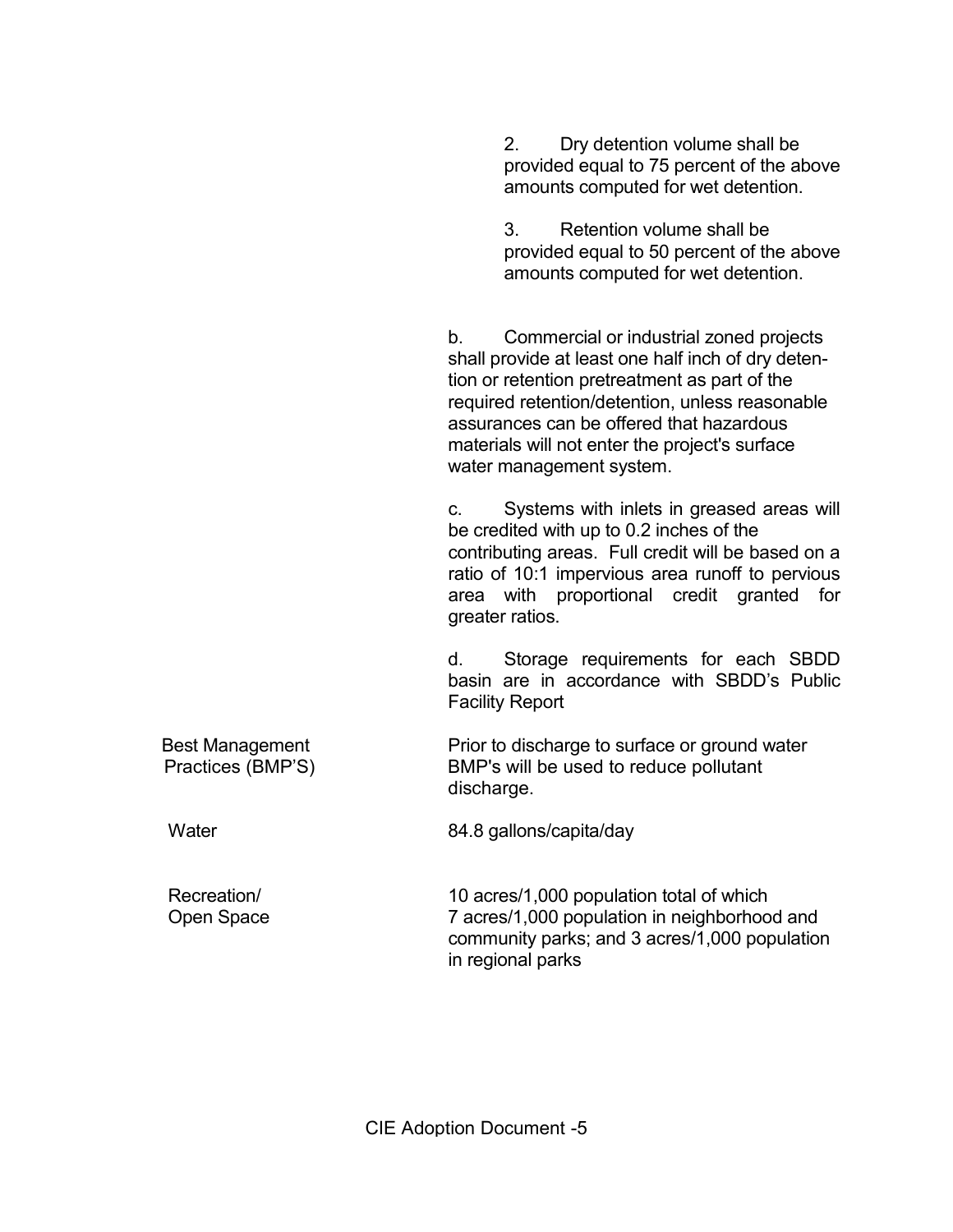2. Dry detention volume shall be provided equal to 75 percent of the above amounts computed for wet detention.

3. Retention volume shall be provided equal to 50 percent of the above amounts computed for wet detention.

b. Commercial or industrial zoned projects shall provide at least one half inch of dry detention or retention pretreatment as part of the required retention/detention, unless reasonable assurances can be offered that hazardous materials will not enter the project's surface water management system.

c. Systems with inlets in greased areas will be credited with up to 0.2 inches of the contributing areas. Full credit will be based on a ratio of 10:1 impervious area runoff to pervious area with proportional credit granted for greater ratios.

d. Storage requirements for each SBDD basin are in accordance with SBDD's Public Facility Report

| | |
|---|---|
| Best Management Practices (BMP'S) | Prior to discharge to surface or ground water BMP's will be used to reduce pollutant discharge. |
| Water | 84.8 gallons/capita/day |
| Recreation/ Open Space | 10 acres/1,000 population total of which 7 acres/1,000 population in neighborhood and community parks; and 3 acres/1,000 population in regional parks |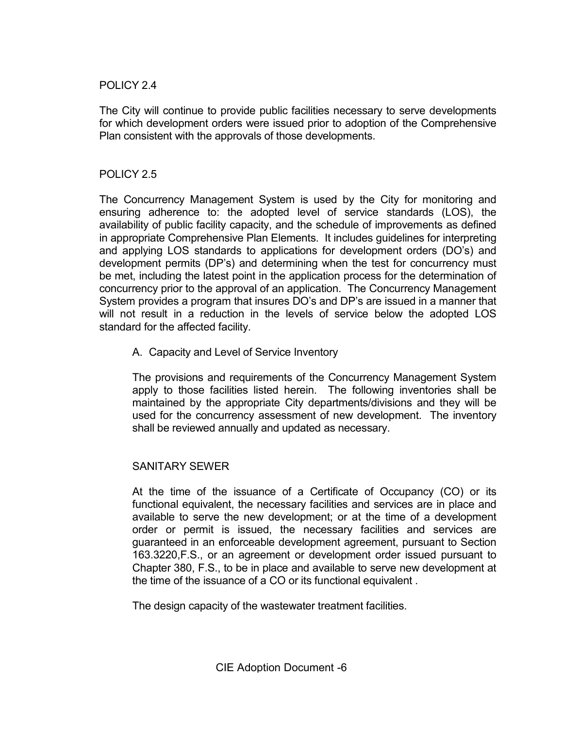POLICY 2.4

The City will continue to provide public facilities necessary to serve developments for which development orders were issued prior to adoption of the Comprehensive Plan consistent with the approvals of those developments.

POLICY 2.5

The Concurrency Management System is used by the City for monitoring and ensuring adherence to: the adopted level of service standards (LOS), the availability of public facility capacity, and the schedule of improvements as defined in appropriate Comprehensive Plan Elements. It includes guidelines for interpreting and applying LOS standards to applications for development orders (DO's) and development permits (DP's) and determining when the test for concurrency must be met, including the latest point in the application process for the determination of concurrency prior to the approval of an application. The Concurrency Management System provides a program that insures DO's and DP's are issued in a manner that will not result in a reduction in the levels of service below the adopted LOS standard for the affected facility.

A. Capacity and Level of Service Inventory

The provisions and requirements of the Concurrency Management System apply to those facilities listed herein. The following inventories shall be maintained by the appropriate City departments/divisions and they will be used for the concurrency assessment of new development. The inventory shall be reviewed annually and updated as necessary.

SANITARY SEWER

At the time of the issuance of a Certificate of Occupancy (CO) or its functional equivalent, the necessary facilities and services are in place and available to serve the new development; or at the time of a development order or permit is issued, the necessary facilities and services are guaranteed in an enforceable development agreement, pursuant to Section 163.3220,F.S., or an agreement or development order issued pursuant to Chapter 380, F.S., to be in place and available to serve new development at the time of the issuance of a CO or its functional equivalent .

The design capacity of the wastewater treatment facilities.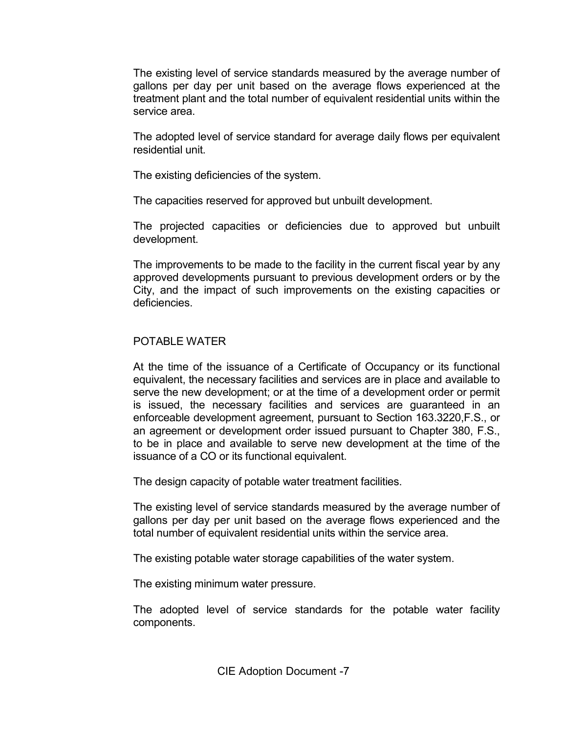The existing level of service standards measured by the average number of gallons per day per unit based on the average flows experienced at the treatment plant and the total number of equivalent residential units within the service area.

The adopted level of service standard for average daily flows per equivalent residential unit.

The existing deficiencies of the system.

The capacities reserved for approved but unbuilt development.

The projected capacities or deficiencies due to approved but unbuilt development.

The improvements to be made to the facility in the current fiscal year by any approved developments pursuant to previous development orders or by the City, and the impact of such improvements on the existing capacities or deficiencies.

POTABLE WATER

At the time of the issuance of a Certificate of Occupancy or its functional equivalent, the necessary facilities and services are in place and available to serve the new development; or at the time of a development order or permit is issued, the necessary facilities and services are guaranteed in an enforceable development agreement, pursuant to Section 163.3220,F.S., or an agreement or development order issued pursuant to Chapter 380, F.S., to be in place and available to serve new development at the time of the issuance of a CO or its functional equivalent.

The design capacity of potable water treatment facilities.

The existing level of service standards measured by the average number of gallons per day per unit based on the average flows experienced and the total number of equivalent residential units within the service area.

The existing potable water storage capabilities of the water system.

The existing minimum water pressure.

The adopted level of service standards for the potable water facility components.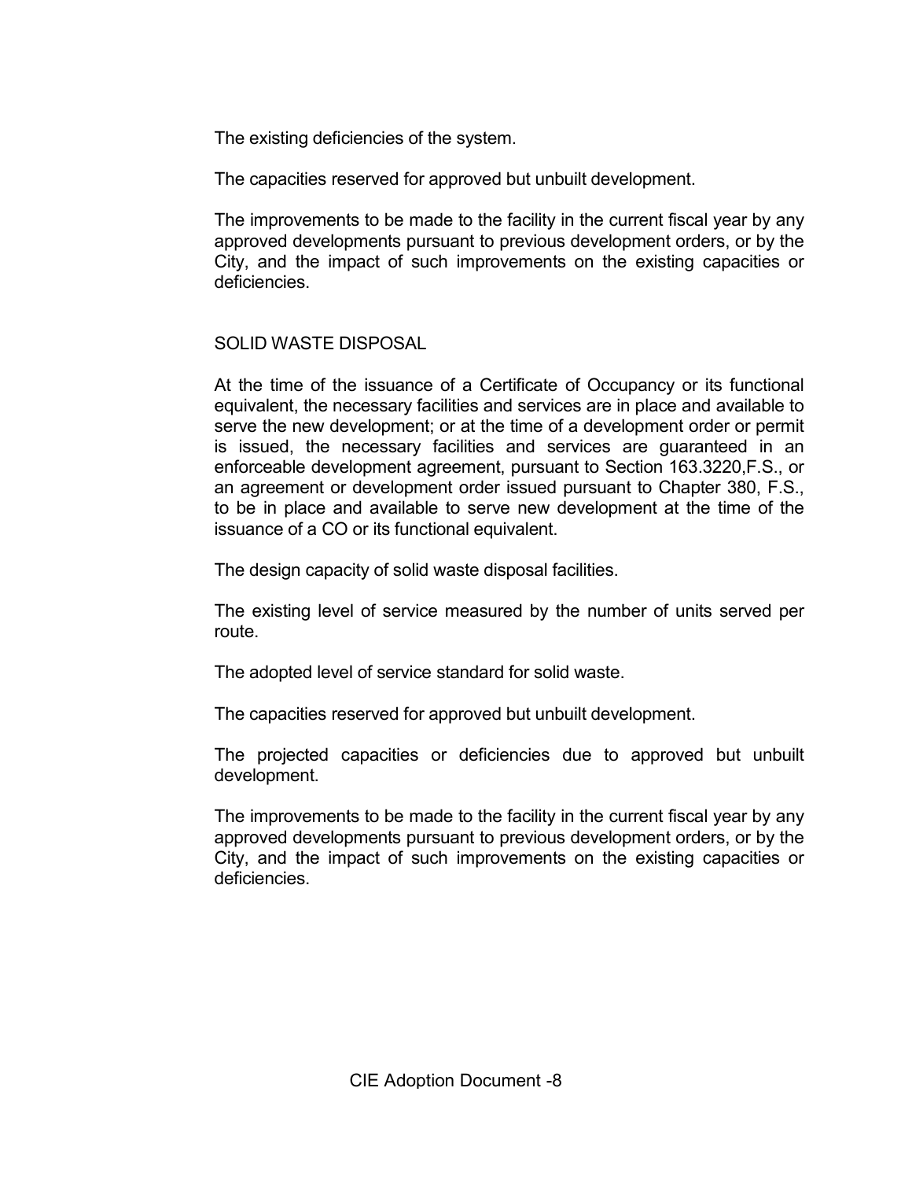The existing deficiencies of the system.

The capacities reserved for approved but unbuilt development.

The improvements to be made to the facility in the current fiscal year by any approved developments pursuant to previous development orders, or by the City, and the impact of such improvements on the existing capacities or deficiencies.

SOLID WASTE DISPOSAL

At the time of the issuance of a Certificate of Occupancy or its functional equivalent, the necessary facilities and services are in place and available to serve the new development; or at the time of a development order or permit is issued, the necessary facilities and services are guaranteed in an enforceable development agreement, pursuant to Section 163.3220,F.S., or an agreement or development order issued pursuant to Chapter 380, F.S., to be in place and available to serve new development at the time of the issuance of a CO or its functional equivalent.

The design capacity of solid waste disposal facilities.

The existing level of service measured by the number of units served per route.

The adopted level of service standard for solid waste.

The capacities reserved for approved but unbuilt development.

The projected capacities or deficiencies due to approved but unbuilt development.

The improvements to be made to the facility in the current fiscal year by any approved developments pursuant to previous development orders, or by the City, and the impact of such improvements on the existing capacities or deficiencies.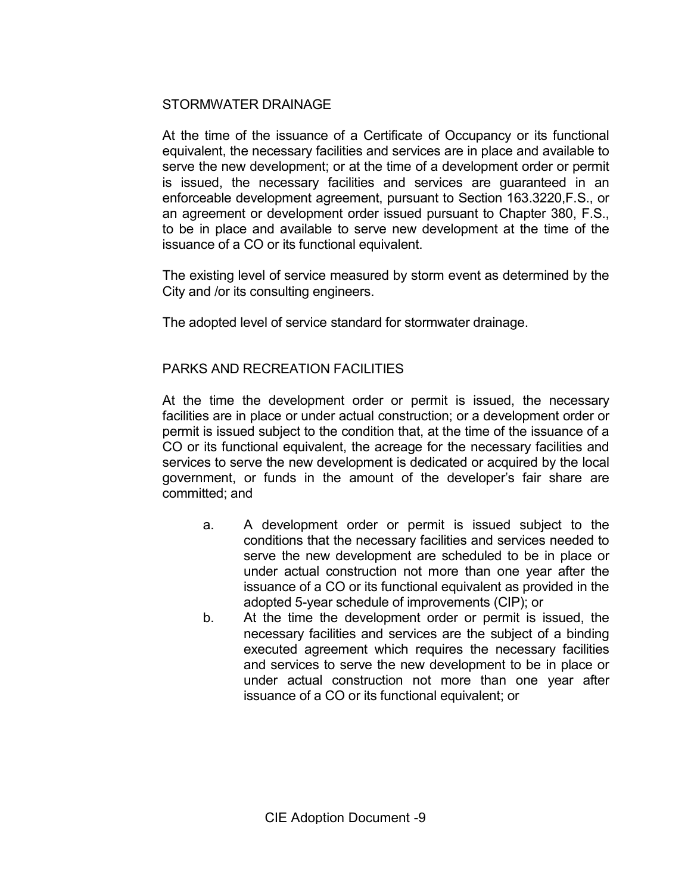## STORMWATER DRAINAGE

At the time of the issuance of a Certificate of Occupancy or its functional equivalent, the necessary facilities and services are in place and available to serve the new development; or at the time of a development order or permit is issued, the necessary facilities and services are guaranteed in an enforceable development agreement, pursuant to Section 163.3220,F.S., or an agreement or development order issued pursuant to Chapter 380, F.S., to be in place and available to serve new development at the time of the issuance of a CO or its functional equivalent.

The existing level of service measured by storm event as determined by the City and /or its consulting engineers.

The adopted level of service standard for stormwater drainage.

## PARKS AND RECREATION FACILITIES

At the time the development order or permit is issued, the necessary facilities are in place or under actual construction; or a development order or permit is issued subject to the condition that, at the time of the issuance of a CO or its functional equivalent, the acreage for the necessary facilities and services to serve the new development is dedicated or acquired by the local government, or funds in the amount of the developer's fair share are committed; and

a. A development order or permit is issued subject to the conditions that the necessary facilities and services needed to serve the new development are scheduled to be in place or under actual construction not more than one year after the issuance of a CO or its functional equivalent as provided in the adopted 5-year schedule of improvements (CIP); or

b. At the time the development order or permit is issued, the necessary facilities and services are the subject of a binding executed agreement which requires the necessary facilities and services to serve the new development to be in place or under actual construction not more than one year after issuance of a CO or its functional equivalent; or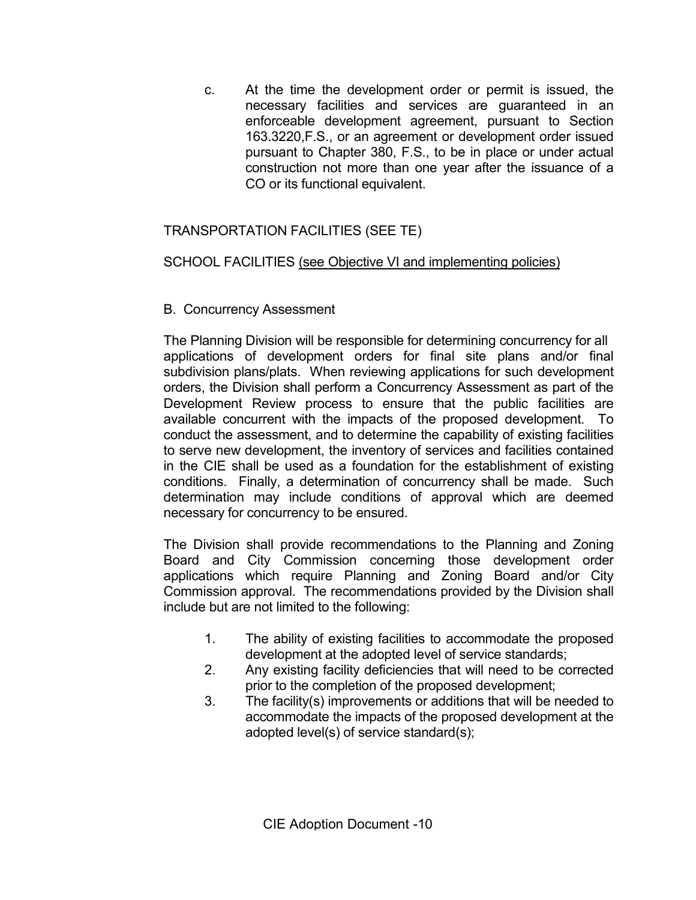c. At the time the development order or permit is issued, the necessary facilities and services are guaranteed in an enforceable development agreement, pursuant to Section 163.3220,F.S., or an agreement or development order issued pursuant to Chapter 380, F.S., to be in place or under actual construction not more than one year after the issuance of a CO or its functional equivalent.

TRANSPORTATION FACILITIES (SEE TE)

SCHOOL FACILITIES <u>(see Objective VI and implementing policies)</u>

B. Concurrency Assessment

The Planning Division will be responsible for determining concurrency for all applications of development orders for final site plans and/or final subdivision plans/plats. When reviewing applications for such development orders, the Division shall perform a Concurrency Assessment as part of the Development Review process to ensure that the public facilities are available concurrent with the impacts of the proposed development. To conduct the assessment, and to determine the capability of existing facilities to serve new development, the inventory of services and facilities contained in the CIE shall be used as a foundation for the establishment of existing conditions. Finally, a determination of concurrency shall be made. Such determination may include conditions of approval which are deemed necessary for concurrency to be ensured.

The Division shall provide recommendations to the Planning and Zoning Board and City Commission concerning those development order applications which require Planning and Zoning Board and/or City Commission approval. The recommendations provided by the Division shall include but are not limited to the following:

1. The ability of existing facilities to accommodate the proposed development at the adopted level of service standards;
2. Any existing facility deficiencies that will need to be corrected prior to the completion of the proposed development;
3. The facility(s) improvements or additions that will be needed to accommodate the impacts of the proposed development at the adopted level(s) of service standard(s);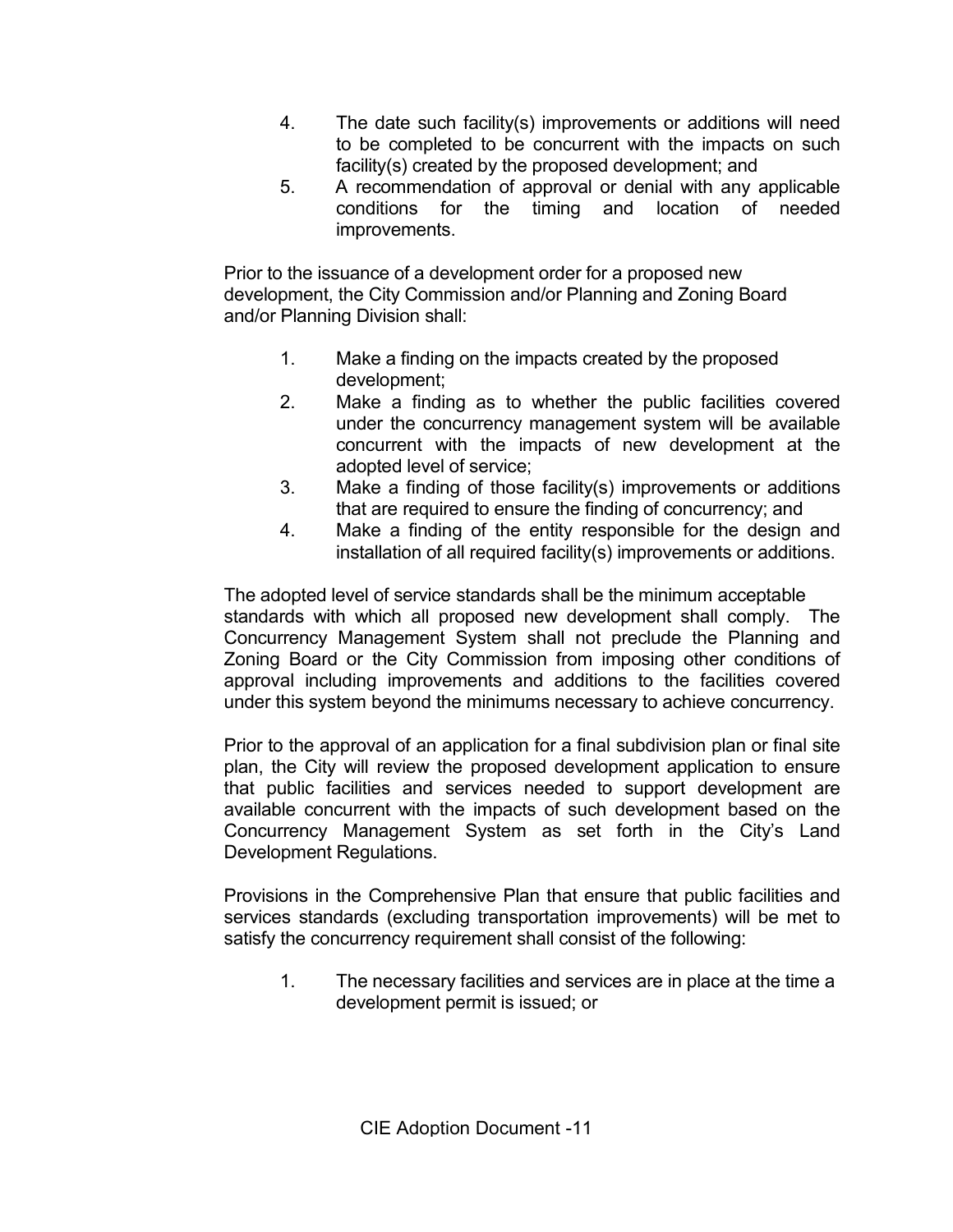4. The date such facility(s) improvements or additions will need to be completed to be concurrent with the impacts on such facility(s) created by the proposed development; and
5. A recommendation of approval or denial with any applicable conditions for the timing and location of needed improvements.

Prior to the issuance of a development order for a proposed new development, the City Commission and/or Planning and Zoning Board and/or Planning Division shall:

1. Make a finding on the impacts created by the proposed development;
2. Make a finding as to whether the public facilities covered under the concurrency management system will be available concurrent with the impacts of new development at the adopted level of service;
3. Make a finding of those facility(s) improvements or additions that are required to ensure the finding of concurrency; and
4. Make a finding of the entity responsible for the design and installation of all required facility(s) improvements or additions.

The adopted level of service standards shall be the minimum acceptable standards with which all proposed new development shall comply. The Concurrency Management System shall not preclude the Planning and Zoning Board or the City Commission from imposing other conditions of approval including improvements and additions to the facilities covered under this system beyond the minimums necessary to achieve concurrency.

Prior to the approval of an application for a final subdivision plan or final site plan, the City will review the proposed development application to ensure that public facilities and services needed to support development are available concurrent with the impacts of such development based on the Concurrency Management System as set forth in the City's Land Development Regulations.

Provisions in the Comprehensive Plan that ensure that public facilities and services standards (excluding transportation improvements) will be met to satisfy the concurrency requirement shall consist of the following:

1. The necessary facilities and services are in place at the time a development permit is issued; or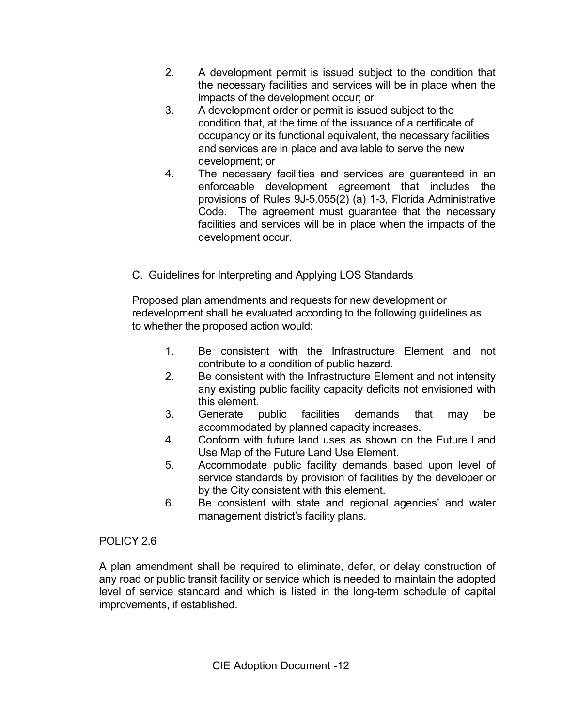2. A development permit is issued subject to the condition that the necessary facilities and services will be in place when the impacts of the development occur; or
3. A development order or permit is issued subject to the condition that, at the time of the issuance of a certificate of occupancy or its functional equivalent, the necessary facilities and services are in place and available to serve the new development; or
4. The necessary facilities and services are guaranteed in an enforceable development agreement that includes the provisions of Rules 9J-5.055(2) (a) 1-3, Florida Administrative Code. The agreement must guarantee that the necessary facilities and services will be in place when the impacts of the development occur.

C. Guidelines for Interpreting and Applying LOS Standards

Proposed plan amendments and requests for new development or redevelopment shall be evaluated according to the following guidelines as to whether the proposed action would:

1. Be consistent with the Infrastructure Element and not contribute to a condition of public hazard.
2. Be consistent with the Infrastructure Element and not intensity any existing public facility capacity deficits not envisioned with this element.
3. Generate public facilities demands that may be accommodated by planned capacity increases.
4. Conform with future land uses as shown on the Future Land Use Map of the Future Land Use Element.
5. Accommodate public facility demands based upon level of service standards by provision of facilities by the developer or by the City consistent with this element.
6. Be consistent with state and regional agencies' and water management district's facility plans.

POLICY 2.6

A plan amendment shall be required to eliminate, defer, or delay construction of any road or public transit facility or service which is needed to maintain the adopted level of service standard and which is listed in the long-term schedule of capital improvements, if established.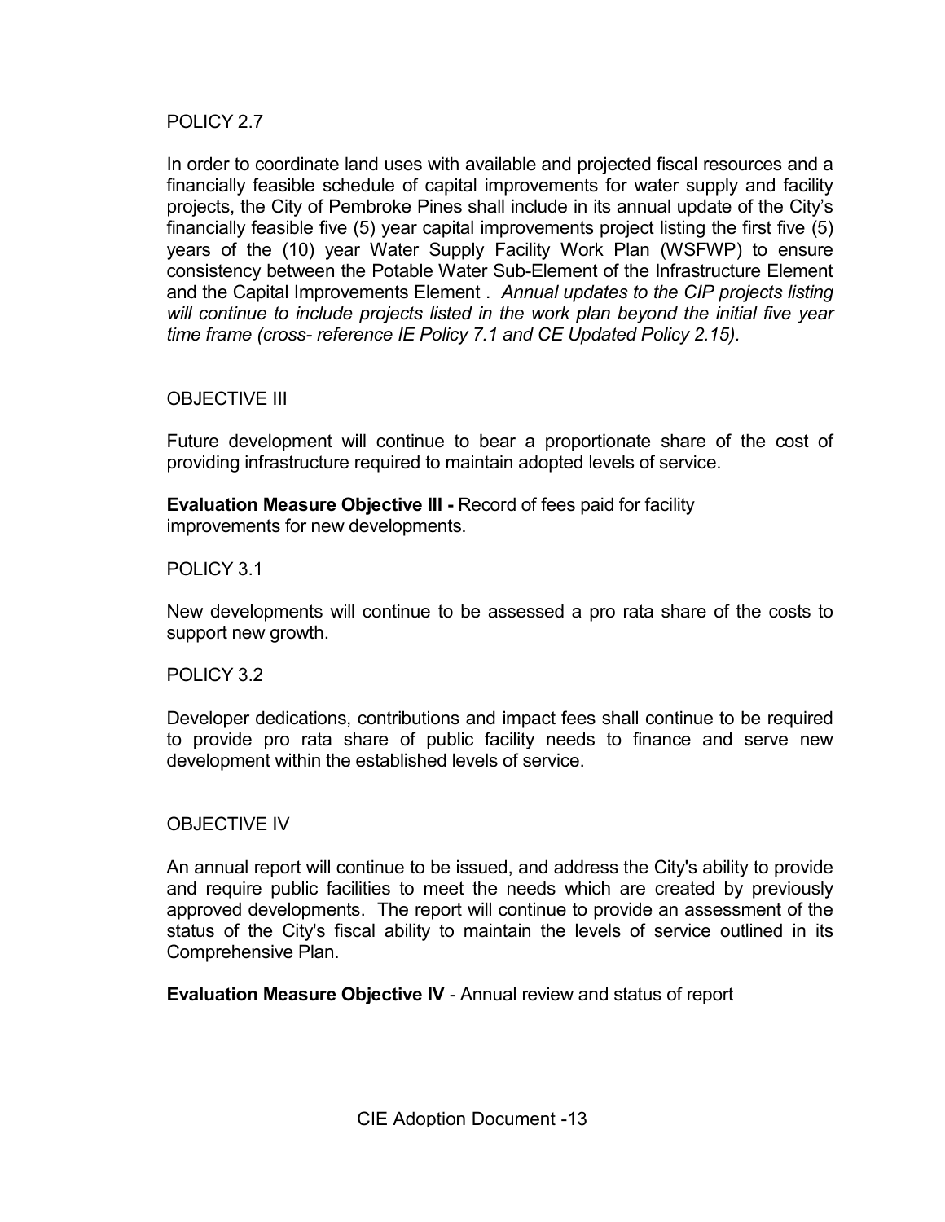POLICY 2.7

In order to coordinate land uses with available and projected fiscal resources and a financially feasible schedule of capital improvements for water supply and facility projects, the City of Pembroke Pines shall include in its annual update of the City's financially feasible five (5) year capital improvements project listing the first five (5) years of the (10) year Water Supply Facility Work Plan (WSFWP) to ensure consistency between the Potable Water Sub-Element of the Infrastructure Element and the Capital Improvements Element . *Annual updates to the CIP projects listing will continue to include projects listed in the work plan beyond the initial five year time frame (cross- reference IE Policy 7.1 and CE Updated Policy 2.15).*

OBJECTIVE III

Future development will continue to bear a proportionate share of the cost of providing infrastructure required to maintain adopted levels of service.

**Evaluation Measure Objective III -** Record of fees paid for facility improvements for new developments.

POLICY 3.1

New developments will continue to be assessed a pro rata share of the costs to support new growth.

POLICY 3.2

Developer dedications, contributions and impact fees shall continue to be required to provide pro rata share of public facility needs to finance and serve new development within the established levels of service.

OBJECTIVE IV

An annual report will continue to be issued, and address the City's ability to provide and require public facilities to meet the needs which are created by previously approved developments. The report will continue to provide an assessment of the status of the City's fiscal ability to maintain the levels of service outlined in its Comprehensive Plan.

**Evaluation Measure Objective IV** - Annual review and status of report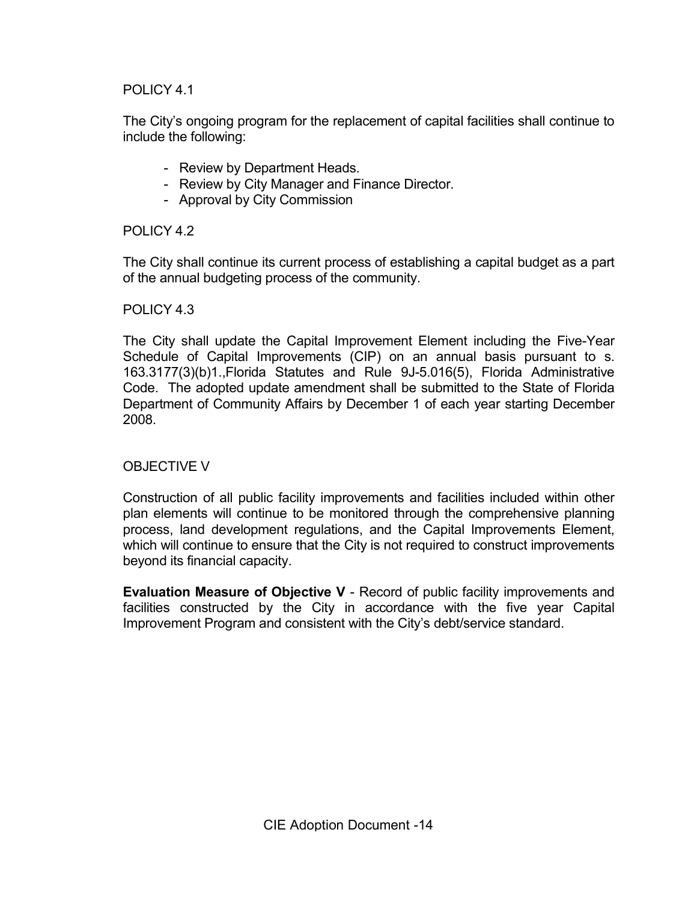POLICY 4.1

The City's ongoing program for the replacement of capital facilities shall continue to include the following:

- Review by Department Heads.
- Review by City Manager and Finance Director.
- Approval by City Commission

POLICY 4.2

The City shall continue its current process of establishing a capital budget as a part of the annual budgeting process of the community.

POLICY 4.3

The City shall update the Capital Improvement Element including the Five-Year Schedule of Capital Improvements (CIP) on an annual basis pursuant to s. 163.3177(3)(b)1.,Florida Statutes and Rule 9J-5.016(5), Florida Administrative Code. The adopted update amendment shall be submitted to the State of Florida Department of Community Affairs by December 1 of each year starting December 2008.

OBJECTIVE V

Construction of all public facility improvements and facilities included within other plan elements will continue to be monitored through the comprehensive planning process, land development regulations, and the Capital Improvements Element, which will continue to ensure that the City is not required to construct improvements beyond its financial capacity.

**Evaluation Measure of Objective V** - Record of public facility improvements and facilities constructed by the City in accordance with the five year Capital Improvement Program and consistent with the City's debt/service standard.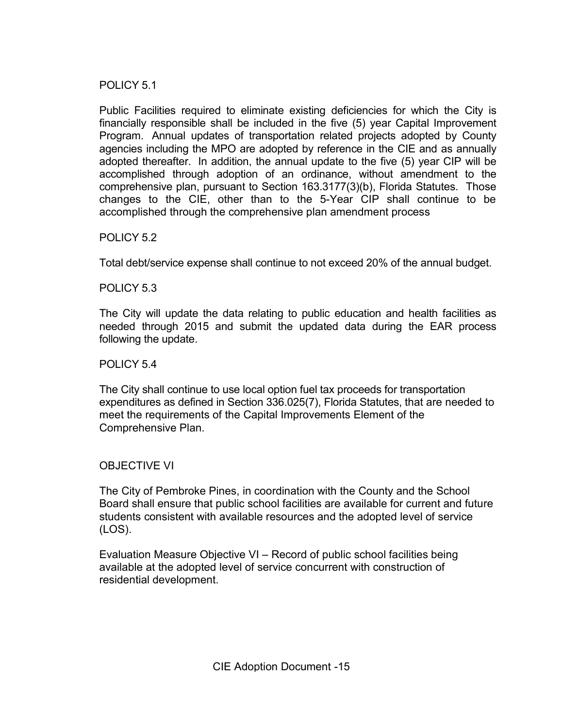POLICY 5.1

Public Facilities required to eliminate existing deficiencies for which the City is financially responsible shall be included in the five (5) year Capital Improvement Program. Annual updates of transportation related projects adopted by County agencies including the MPO are adopted by reference in the CIE and as annually adopted thereafter. In addition, the annual update to the five (5) year CIP will be accomplished through adoption of an ordinance, without amendment to the comprehensive plan, pursuant to Section 163.3177(3)(b), Florida Statutes. Those changes to the CIE, other than to the 5-Year CIP shall continue to be accomplished through the comprehensive plan amendment process

POLICY 5.2

Total debt/service expense shall continue to not exceed 20% of the annual budget.

POLICY 5.3

The City will update the data relating to public education and health facilities as needed through 2015 and submit the updated data during the EAR process following the update.

POLICY 5.4

The City shall continue to use local option fuel tax proceeds for transportation expenditures as defined in Section 336.025(7), Florida Statutes, that are needed to meet the requirements of the Capital Improvements Element of the Comprehensive Plan.

OBJECTIVE VI

The City of Pembroke Pines, in coordination with the County and the School Board shall ensure that public school facilities are available for current and future students consistent with available resources and the adopted level of service (LOS).

Evaluation Measure Objective VI – Record of public school facilities being available at the adopted level of service concurrent with construction of residential development.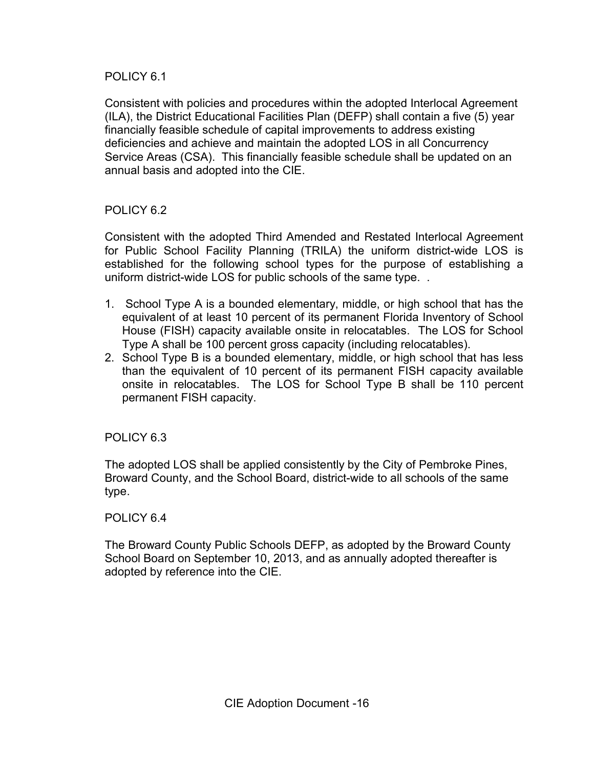POLICY 6.1

Consistent with policies and procedures within the adopted Interlocal Agreement (ILA), the District Educational Facilities Plan (DEFP) shall contain a five (5) year financially feasible schedule of capital improvements to address existing deficiencies and achieve and maintain the adopted LOS in all Concurrency Service Areas (CSA). This financially feasible schedule shall be updated on an annual basis and adopted into the CIE.

POLICY 6.2

Consistent with the adopted Third Amended and Restated Interlocal Agreement for Public School Facility Planning (TRILA) the uniform district-wide LOS is established for the following school types for the purpose of establishing a uniform district-wide LOS for public schools of the same type. .

1. School Type A is a bounded elementary, middle, or high school that has the equivalent of at least 10 percent of its permanent Florida Inventory of School House (FISH) capacity available onsite in relocatables. The LOS for School Type A shall be 100 percent gross capacity (including relocatables).
2. School Type B is a bounded elementary, middle, or high school that has less than the equivalent of 10 percent of its permanent FISH capacity available onsite in relocatables. The LOS for School Type B shall be 110 percent permanent FISH capacity.

POLICY 6.3

The adopted LOS shall be applied consistently by the City of Pembroke Pines, Broward County, and the School Board, district-wide to all schools of the same type.

POLICY 6.4

The Broward County Public Schools DEFP, as adopted by the Broward County School Board on September 10, 2013, and as annually adopted thereafter is adopted by reference into the CIE.